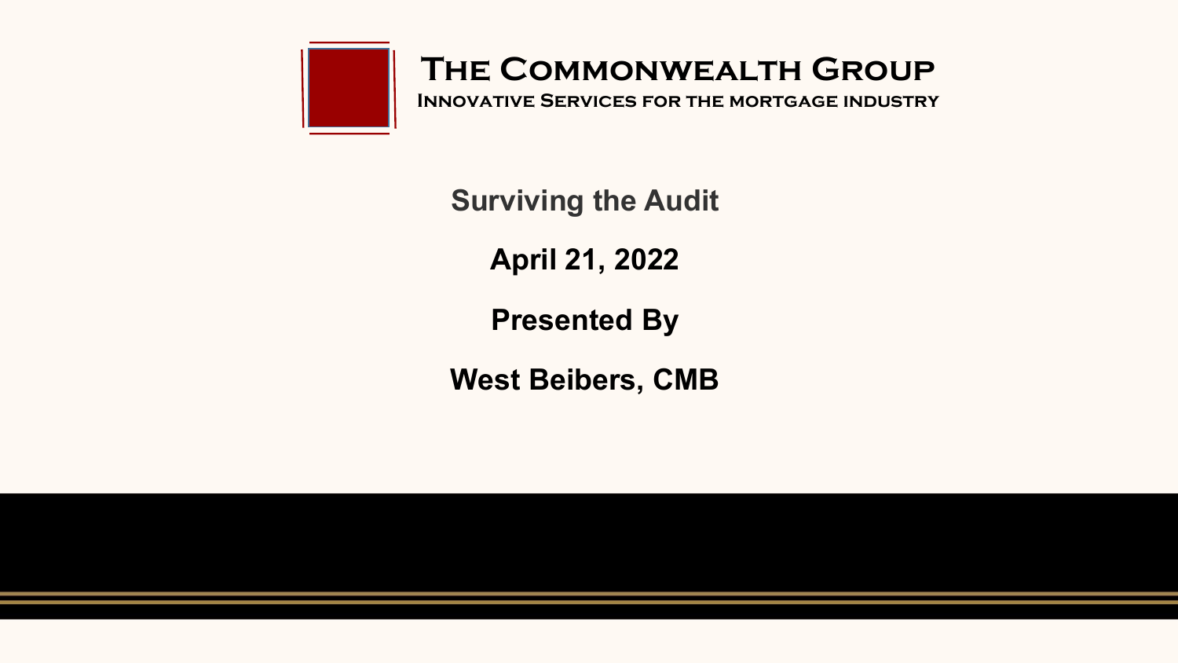# The Commonwealth Group

**Innovative Services for the mortgage industry**

## Surviving the Audit

**April 21, 2022**

**Presented By**

**West Beibers, CMB**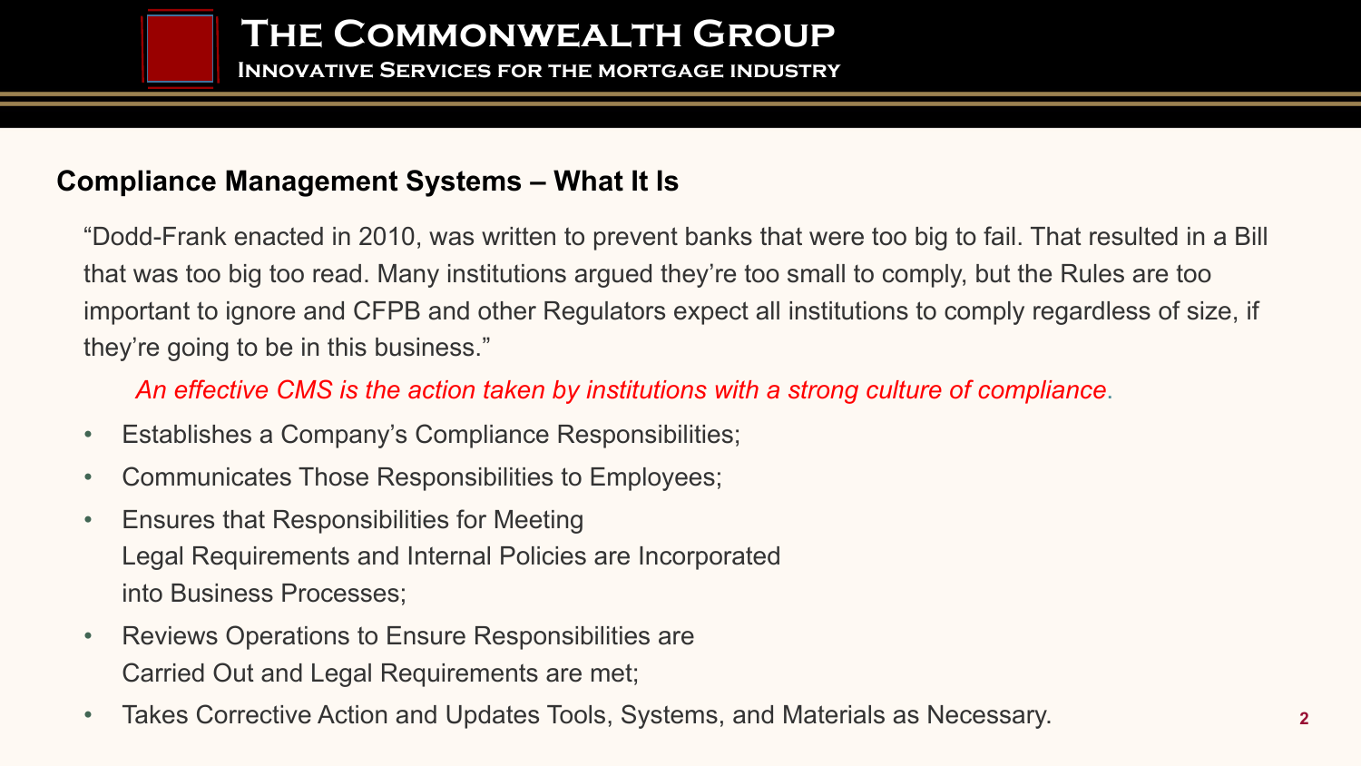## Compliance Management Systems – What It Is

"Dodd-Frank enacted in 2010, was written to prevent banks that were too big to fail. That resulted in a Bill that was too big too read. Many institutions argued they're too small to comply, but the Rules are too important to ignore and CFPB and other Regulators expect all institutions to comply regardless of size, if they're going to be in this business."

*An effective CMS is the action taken by institutions with a strong culture of compliance*.

- Establishes a Company's Compliance Responsibilities;
- Communicates Those Responsibilities to Employees;
- Ensures that Responsibilities for Meeting Legal Requirements and Internal Policies are Incorporated into Business Processes;
- Reviews Operations to Ensure Responsibilities are Carried Out and Legal Requirements are met;
- Takes Corrective Action and Updates Tools, Systems, and Materials as Necessary.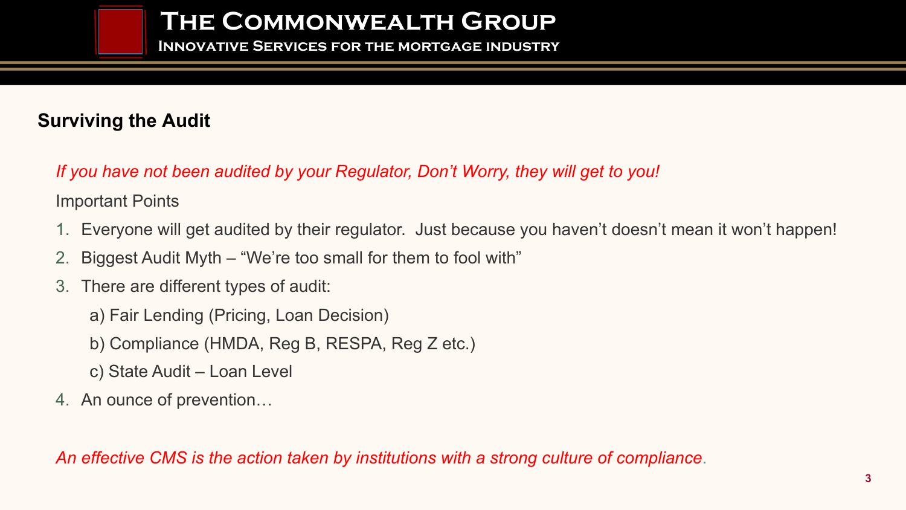## Surviving the Audit

*If you have not been audited by your Regulator, Don't Worry, they will get to you!*

Important Points

1. Everyone will get audited by their regulator. Just because you haven't doesn't mean it won't happen!
2. Biggest Audit Myth – "We're too small for them to fool with"
3. There are different types of audit:
   a) Fair Lending (Pricing, Loan Decision)
   b) Compliance (HMDA, Reg B, RESPA, Reg Z etc.)
   c) State Audit – Loan Level
4. An ounce of prevention…

*An effective CMS is the action taken by institutions with a strong culture of compliance.*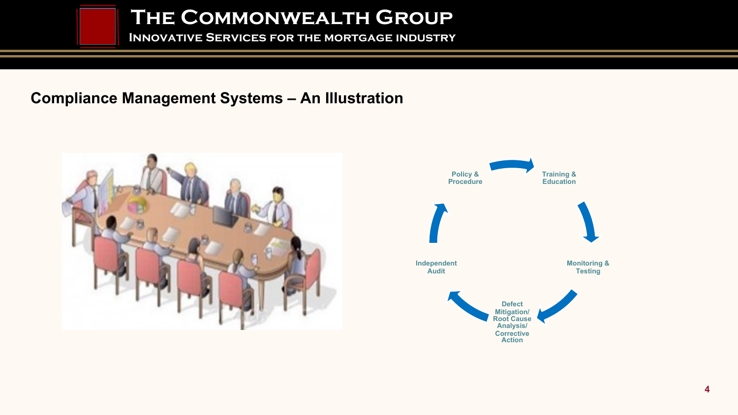## Compliance Management Systems – An Illustration

Policy & Procedure

Training & Education

Monitoring & Testing

Defect Mitigation/ Root Cause Analysis/ Corrective Action

Independent Audit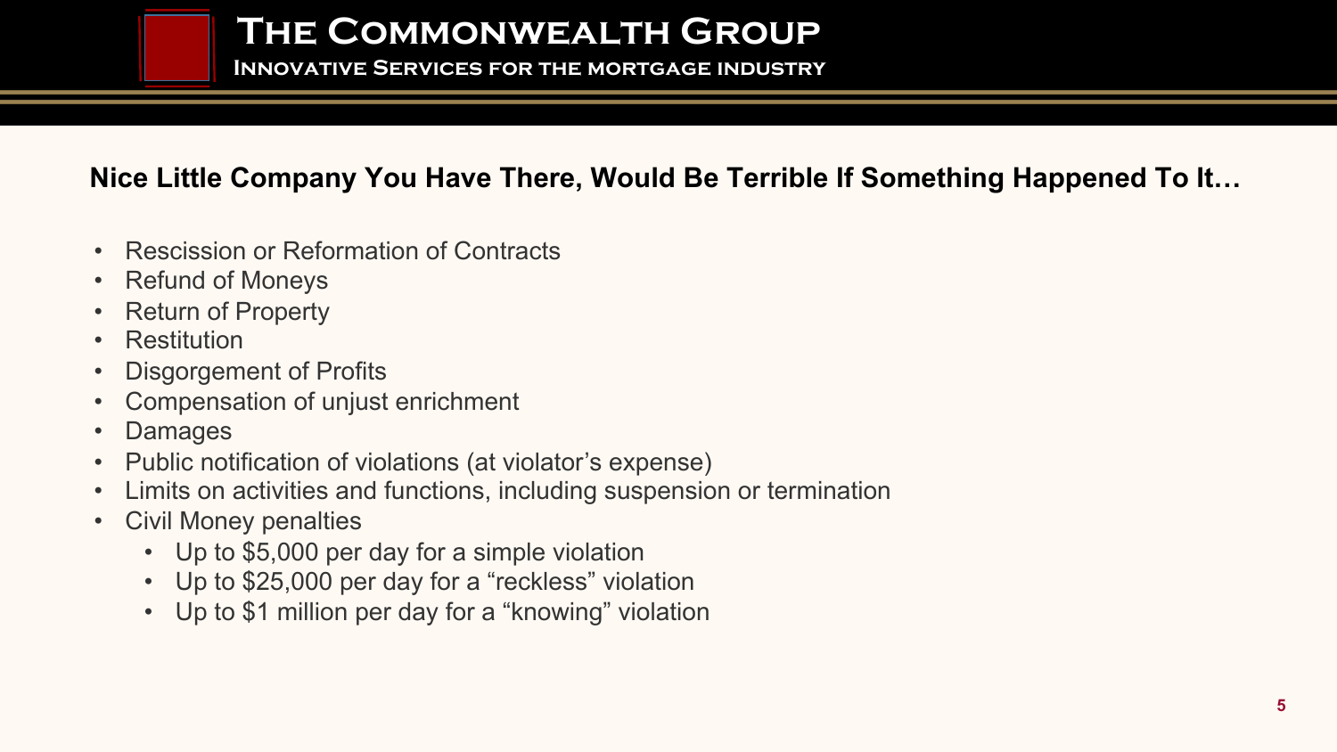## Nice Little Company You Have There, Would Be Terrible If Something Happened To It…

- Rescission or Reformation of Contracts
- Refund of Moneys
- Return of Property
- Restitution
- Disgorgement of Profits
- Compensation of unjust enrichment
- Damages
- Public notification of violations (at violator's expense)
- Limits on activities and functions, including suspension or termination
- Civil Money penalties
  - Up to $5,000 per day for a simple violation
  - Up to $25,000 per day for a "reckless" violation
  - Up to $1 million per day for a "knowing" violation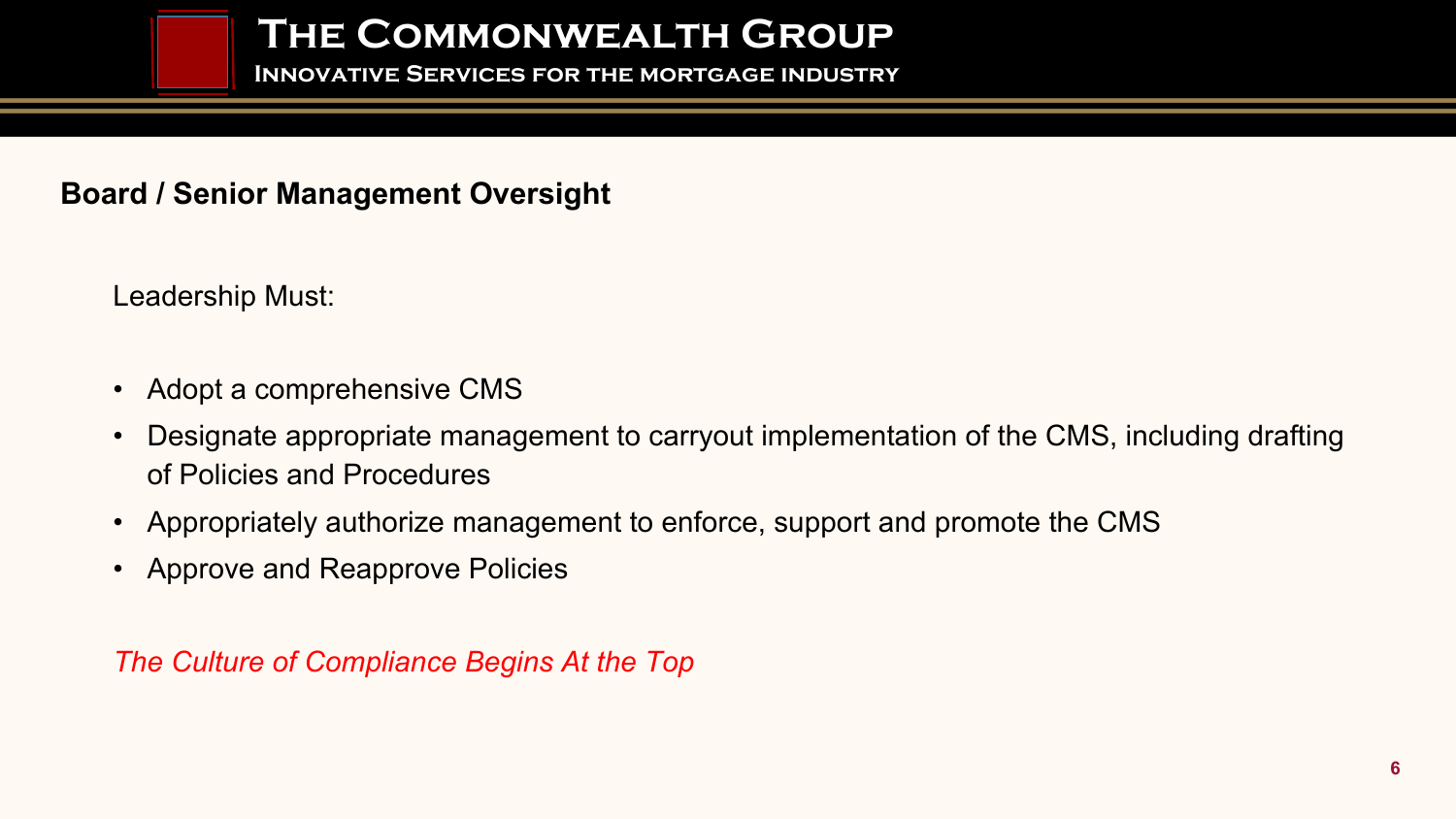## Board / Senior Management Oversight

Leadership Must:

- Adopt a comprehensive CMS
- Designate appropriate management to carryout implementation of the CMS, including drafting of Policies and Procedures
- Appropriately authorize management to enforce, support and promote the CMS
- Approve and Reapprove Policies

*The Culture of Compliance Begins At the Top*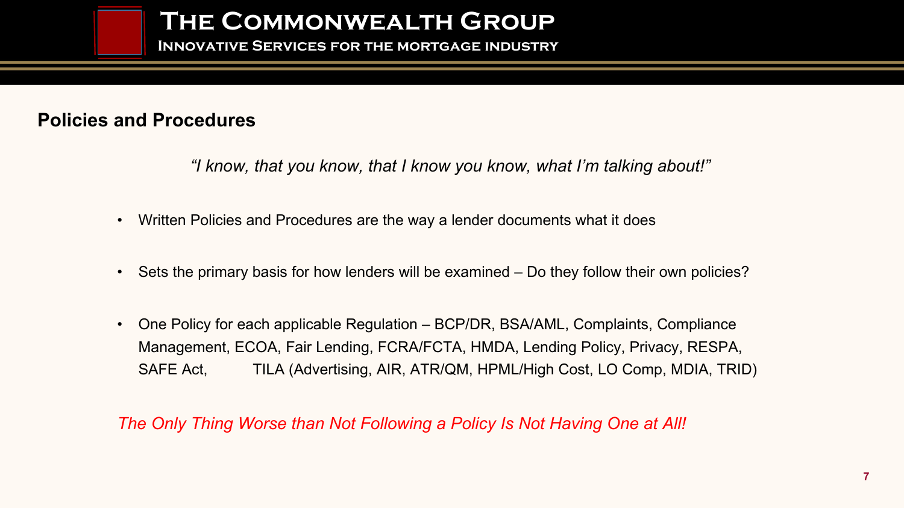## Policies and Procedures

*"I know, that you know, that I know you know, what I'm talking about!"*

- Written Policies and Procedures are the way a lender documents what it does
- Sets the primary basis for how lenders will be examined – Do they follow their own policies?
- One Policy for each applicable Regulation – BCP/DR, BSA/AML, Complaints, Compliance Management, ECOA, Fair Lending, FCRA/FCTA, HMDA, Lending Policy, Privacy, RESPA, SAFE Act, TILA (Advertising, AIR, ATR/QM, HPML/High Cost, LO Comp, MDIA, TRID)

*The Only Thing Worse than Not Following a Policy Is Not Having One at All!*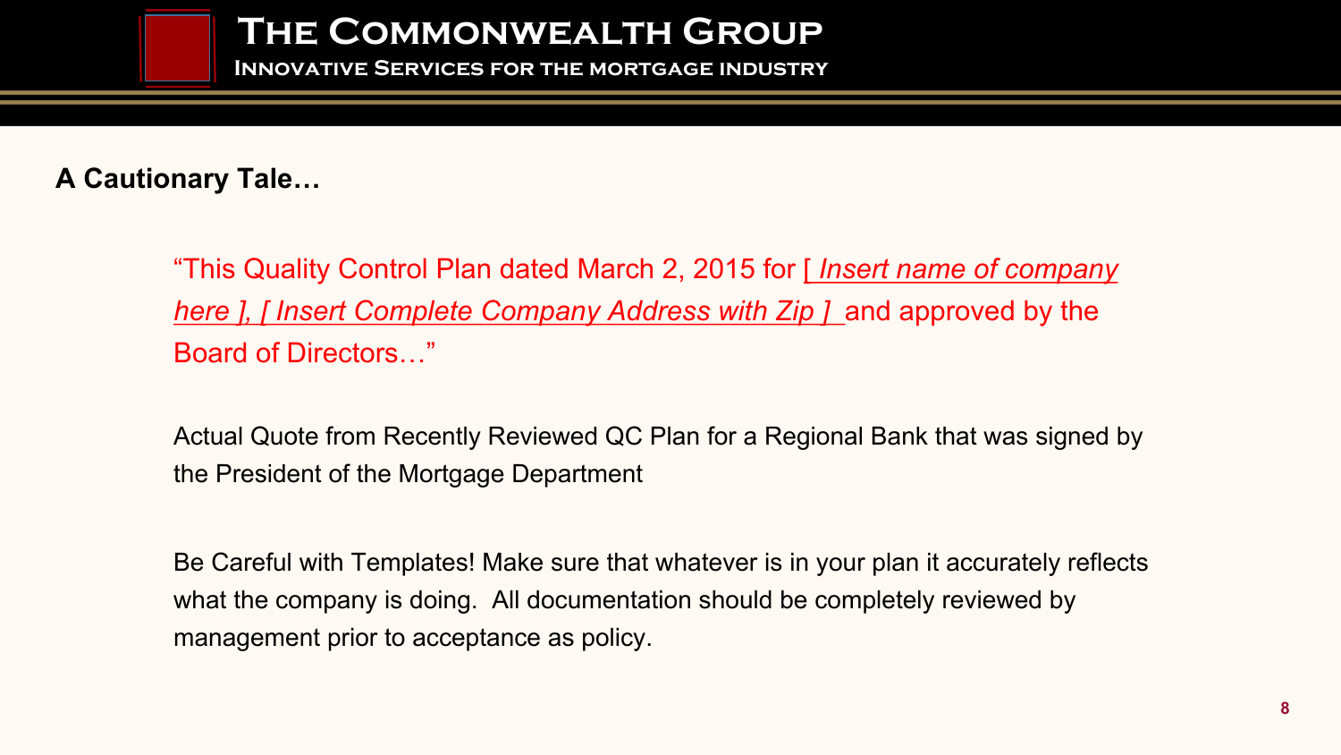**A Cautionary Tale…**

"This Quality Control Plan dated March 2, 2015 for [ *Insert name of company here ], [ Insert Complete Company Address with Zip ]* and approved by the Board of Directors…"

Actual Quote from Recently Reviewed QC Plan for a Regional Bank that was signed by the President of the Mortgage Department

Be Careful with Templates! Make sure that whatever is in your plan it accurately reflects what the company is doing. All documentation should be completely reviewed by management prior to acceptance as policy.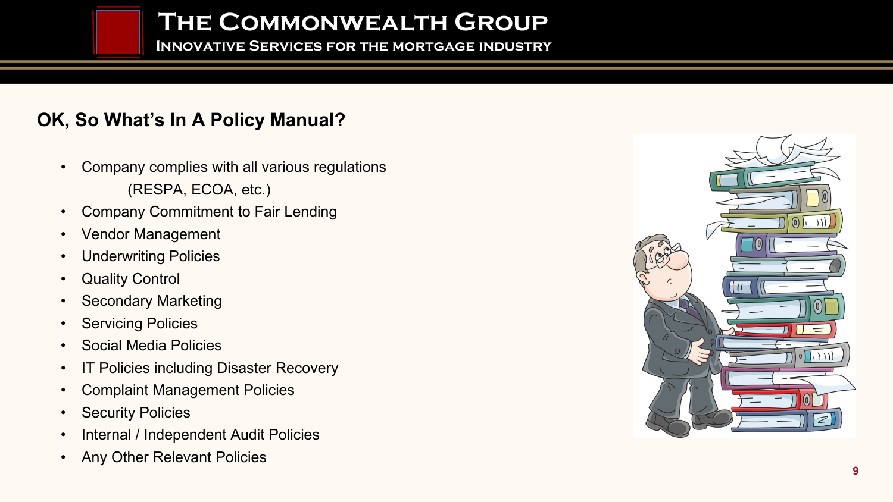## OK, So What's In A Policy Manual?

- Company complies with all various regulations (RESPA, ECOA, etc.)
- Company Commitment to Fair Lending
- Vendor Management
- Underwriting Policies
- Quality Control
- Secondary Marketing
- Servicing Policies
- Social Media Policies
- IT Policies including Disaster Recovery
- Complaint Management Policies
- Security Policies
- Internal / Independent Audit Policies
- Any Other Relevant Policies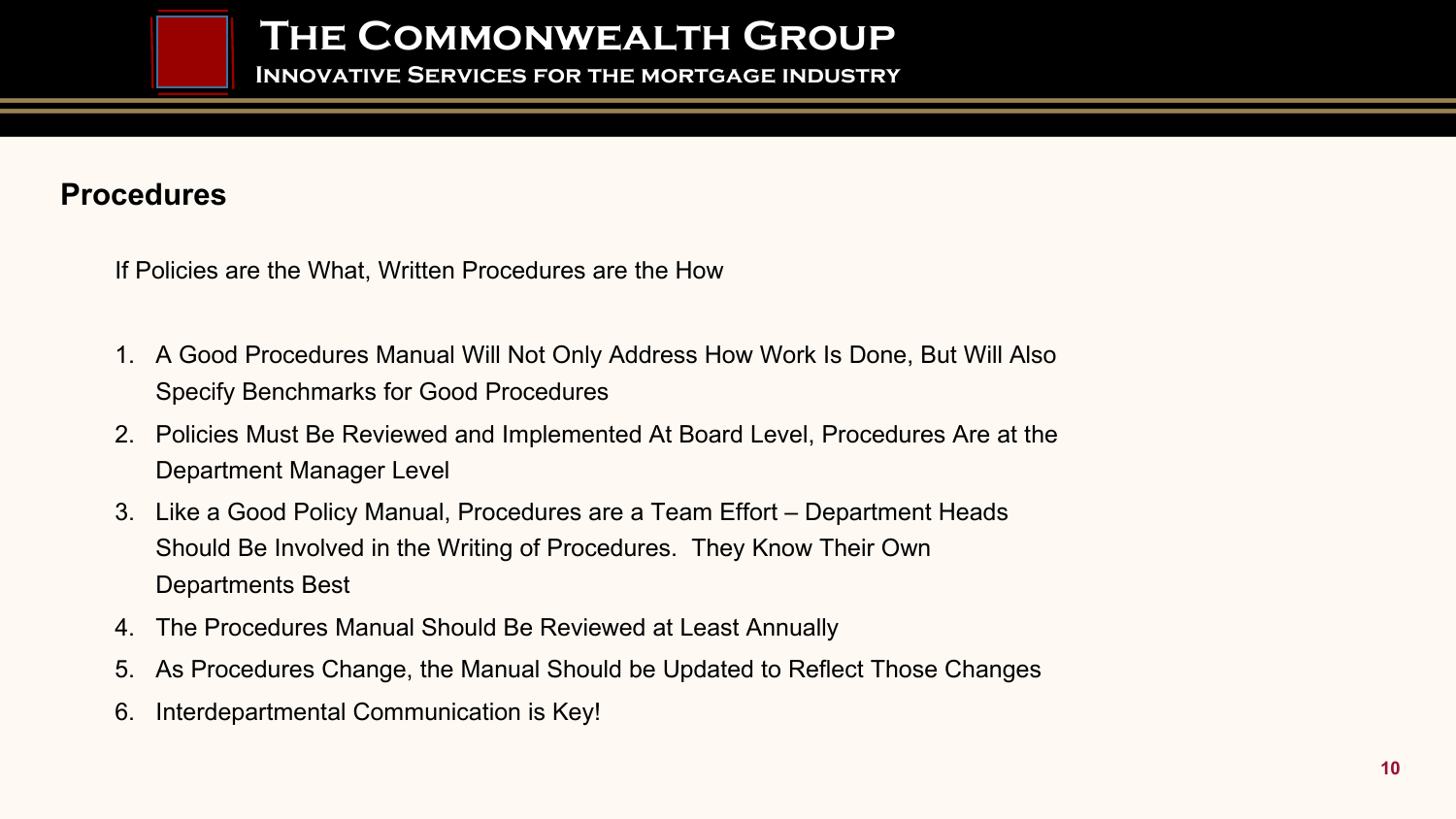## Procedures

If Policies are the What, Written Procedures are the How

1. A Good Procedures Manual Will Not Only Address How Work Is Done, But Will Also Specify Benchmarks for Good Procedures
2. Policies Must Be Reviewed and Implemented At Board Level, Procedures Are at the Department Manager Level
3. Like a Good Policy Manual, Procedures are a Team Effort – Department Heads Should Be Involved in the Writing of Procedures. They Know Their Own Departments Best
4. The Procedures Manual Should Be Reviewed at Least Annually
5. As Procedures Change, the Manual Should be Updated to Reflect Those Changes
6. Interdepartmental Communication is Key!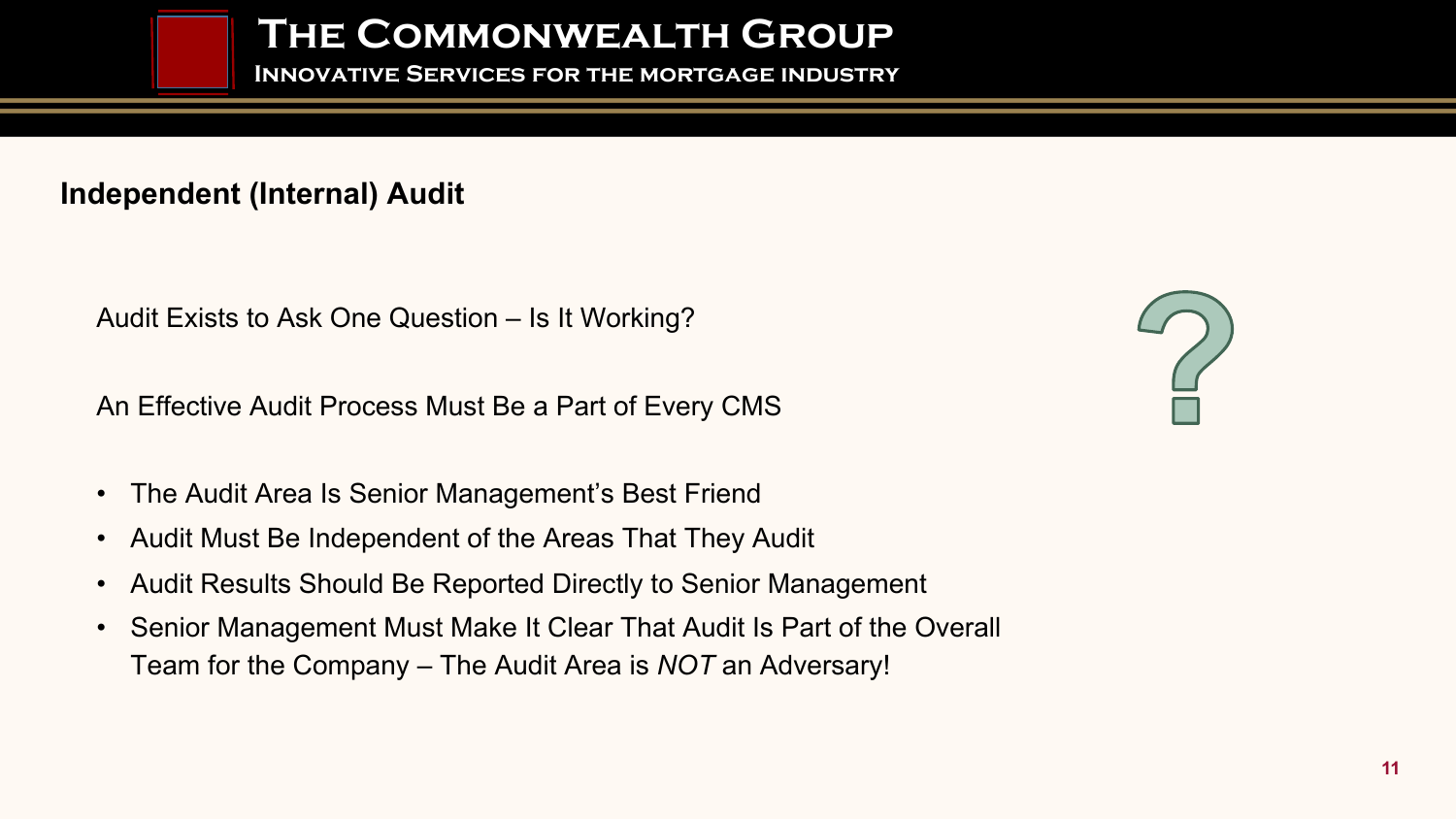## Independent (Internal) Audit

Audit Exists to Ask One Question – Is It Working?

An Effective Audit Process Must Be a Part of Every CMS

- The Audit Area Is Senior Management's Best Friend
- Audit Must Be Independent of the Areas That They Audit
- Audit Results Should Be Reported Directly to Senior Management
- Senior Management Must Make It Clear That Audit Is Part of the Overall Team for the Company – The Audit Area is *NOT* an Adversary!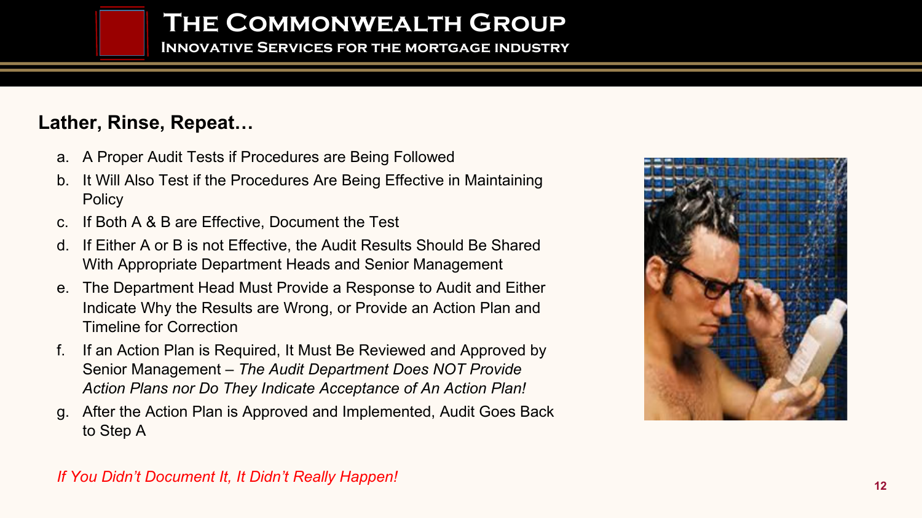## Lather, Rinse, Repeat…

a. A Proper Audit Tests if Procedures are Being Followed
b. It Will Also Test if the Procedures Are Being Effective in Maintaining Policy
c. If Both A & B are Effective, Document the Test
d. If Either A or B is not Effective, the Audit Results Should Be Shared With Appropriate Department Heads and Senior Management
e. The Department Head Must Provide a Response to Audit and Either Indicate Why the Results are Wrong, or Provide an Action Plan and Timeline for Correction
f. If an Action Plan is Required, It Must Be Reviewed and Approved by Senior Management – *The Audit Department Does NOT Provide Action Plans nor Do They Indicate Acceptance of An Action Plan!*
g. After the Action Plan is Approved and Implemented, Audit Goes Back to Step A

*If You Didn't Document It, It Didn't Really Happen!*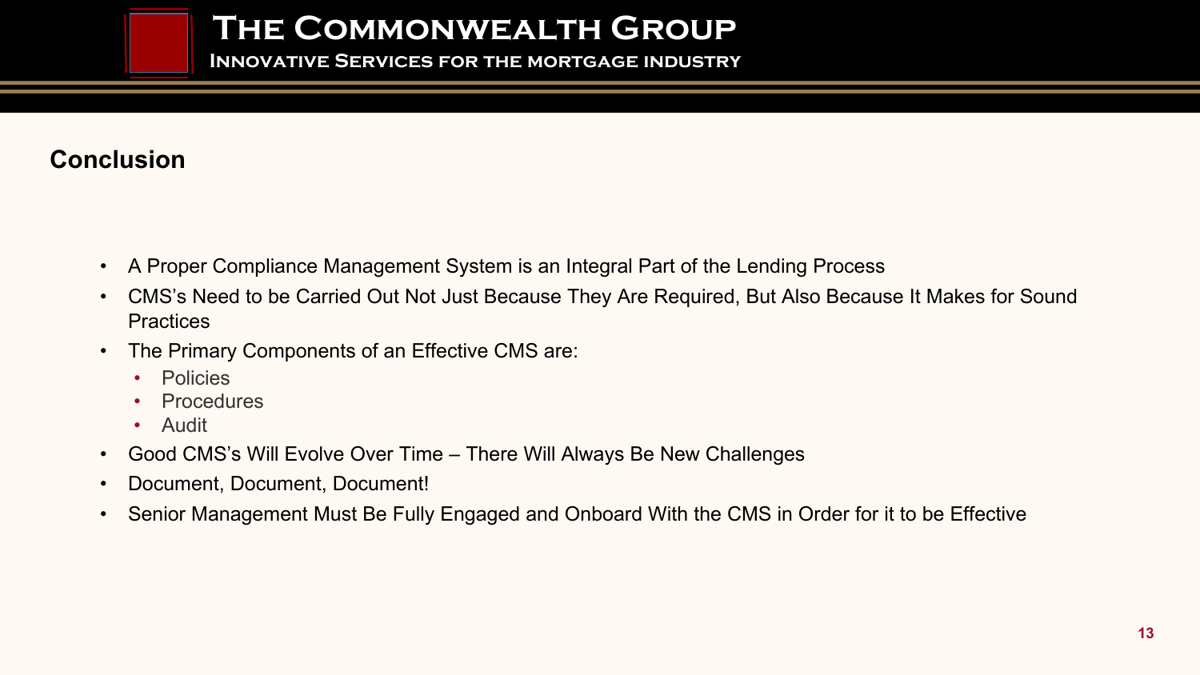## Conclusion

- A Proper Compliance Management System is an Integral Part of the Lending Process
- CMS's Need to be Carried Out Not Just Because They Are Required, But Also Because It Makes for Sound Practices
- The Primary Components of an Effective CMS are:
  - Policies
  - Procedures
  - Audit
- Good CMS's Will Evolve Over Time – There Will Always Be New Challenges
- Document, Document, Document!
- Senior Management Must Be Fully Engaged and Onboard With the CMS in Order for it to be Effective